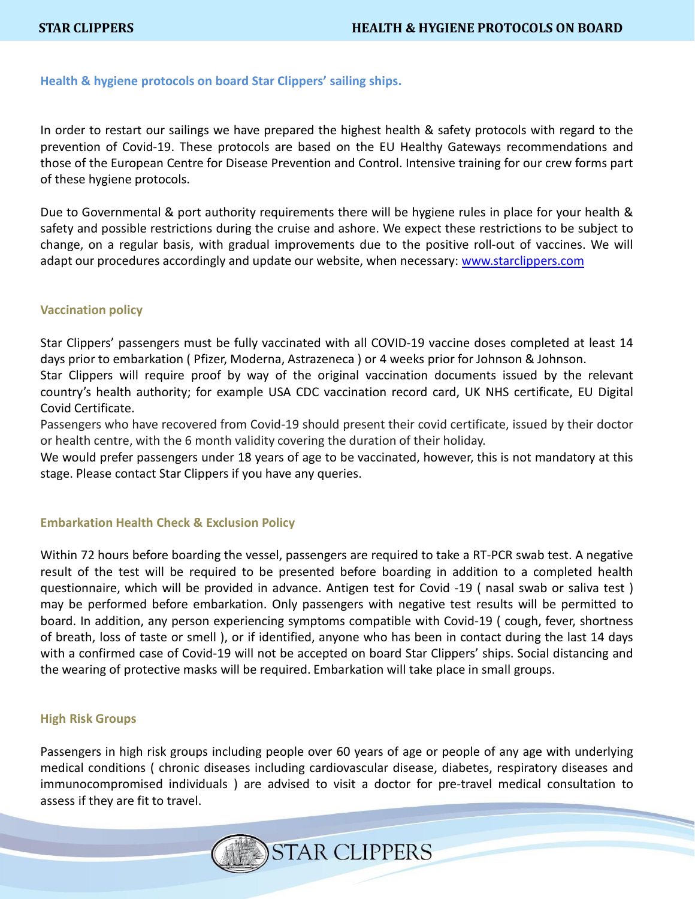## Health & hygiene protocols on board Star Clippers' sailing ships.

In order to restart our sailings we have prepared the highest health & safety protocols with regard to the prevention of Covid-19. These protocols are based on the EU Healthy Gateways recommendations and those of the European Centre for Disease Prevention and Control. Intensive training for our crew forms part of these hygiene protocols.

Due to Governmental & port authority requirements there will be hygiene rules in place for your health & safety and possible restrictions during the cruise and ashore. We expect these restrictions to be subject to change, on a regular basis, with gradual improvements due to the positive roll-out of vaccines. We will adapt our procedures accordingly and update our website, when necessary: [www.starclippers.com](http://www.starclippers.com)

### Vaccination policy

Star Clippers' passengers must be fully vaccinated with all COVID-19 vaccine doses completed at least 14 days prior to embarkation ( Pfizer, Moderna, Astrazeneca ) or 4 weeks prior for Johnson & Johnson.
Star Clippers will require proof by way of the original vaccination documents issued by the relevant country's health authority; for example USA CDC vaccination record card, UK NHS certificate, EU Digital Covid Certificate.
Passengers who have recovered from Covid-19 should present their covid certificate, issued by their doctor or health centre, with the 6 month validity covering the duration of their holiday.
We would prefer passengers under 18 years of age to be vaccinated, however, this is not mandatory at this stage. Please contact Star Clippers if you have any queries.

### Embarkation Health Check & Exclusion Policy

Within 72 hours before boarding the vessel, passengers are required to take a RT-PCR swab test. A negative result of the test will be required to be presented before boarding in addition to a completed health questionnaire, which will be provided in advance. Antigen test for Covid -19 ( nasal swab or saliva test ) may be performed before embarkation. Only passengers with negative test results will be permitted to board. In addition, any person experiencing symptoms compatible with Covid-19 ( cough, fever, shortness of breath, loss of taste or smell ), or if identified, anyone who has been in contact during the last 14 days with a confirmed case of Covid-19 will not be accepted on board Star Clippers' ships. Social distancing and the wearing of protective masks will be required. Embarkation will take place in small groups.

### High Risk Groups

Passengers in high risk groups including people over 60 years of age or people of any age with underlying medical conditions ( chronic diseases including cardiovascular disease, diabetes, respiratory diseases and immunocompromised individuals ) are advised to visit a doctor for pre-travel medical consultation to assess if they are fit to travel.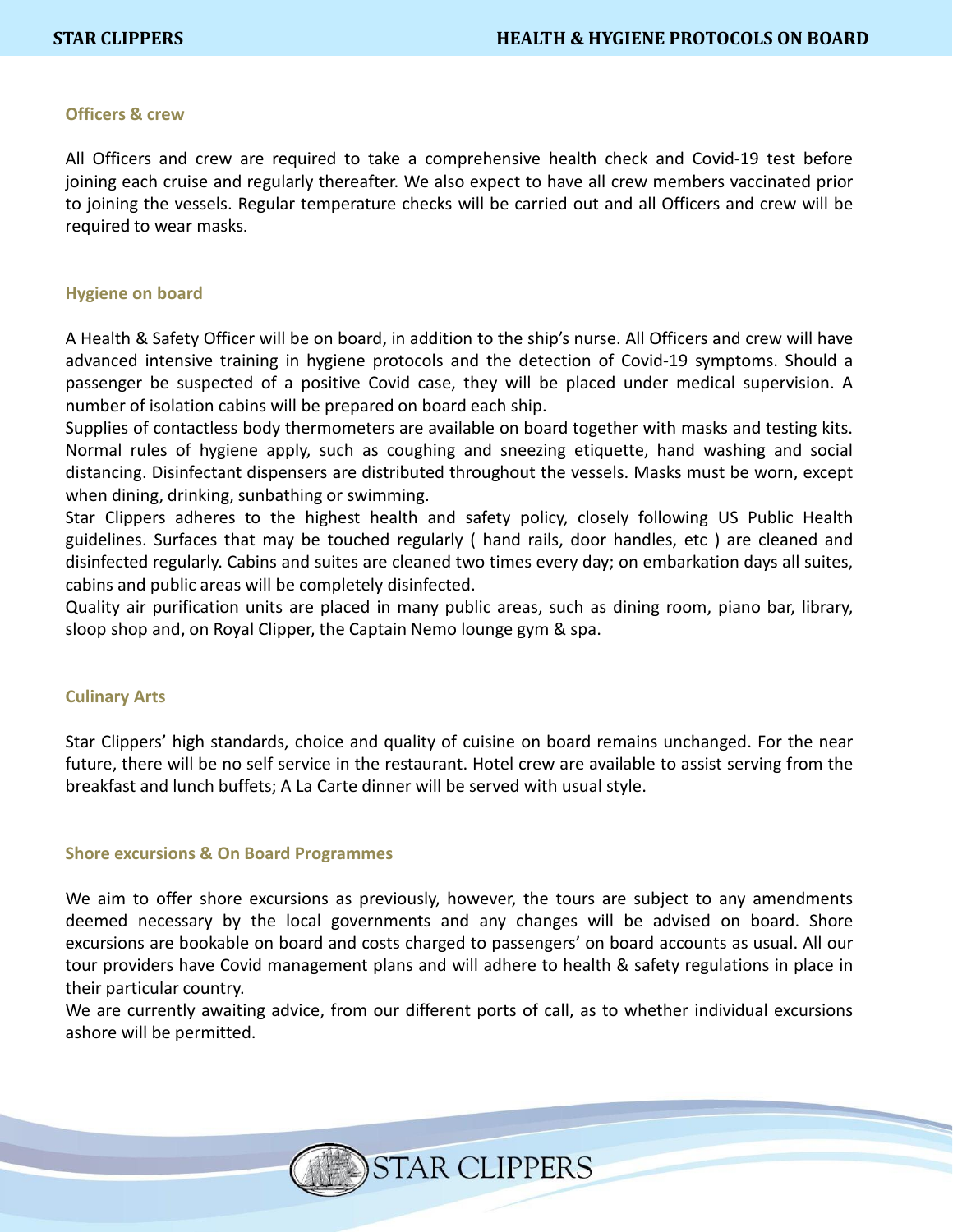## Officers & crew

All Officers and crew are required to take a comprehensive health check and Covid-19 test before joining each cruise and regularly thereafter. We also expect to have all crew members vaccinated prior to joining the vessels. Regular temperature checks will be carried out and all Officers and crew will be required to wear masks.

## Hygiene on board

A Health & Safety Officer will be on board, in addition to the ship's nurse. All Officers and crew will have advanced intensive training in hygiene protocols and the detection of Covid-19 symptoms. Should a passenger be suspected of a positive Covid case, they will be placed under medical supervision. A number of isolation cabins will be prepared on board each ship.
Supplies of contactless body thermometers are available on board together with masks and testing kits. Normal rules of hygiene apply, such as coughing and sneezing etiquette, hand washing and social distancing. Disinfectant dispensers are distributed throughout the vessels. Masks must be worn, except when dining, drinking, sunbathing or swimming.
Star Clippers adheres to the highest health and safety policy, closely following US Public Health guidelines. Surfaces that may be touched regularly ( hand rails, door handles, etc ) are cleaned and disinfected regularly. Cabins and suites are cleaned two times every day; on embarkation days all suites, cabins and public areas will be completely disinfected.
Quality air purification units are placed in many public areas, such as dining room, piano bar, library, sloop shop and, on Royal Clipper, the Captain Nemo lounge gym & spa.

## Culinary Arts

Star Clippers' high standards, choice and quality of cuisine on board remains unchanged. For the near future, there will be no self service in the restaurant. Hotel crew are available to assist serving from the breakfast and lunch buffets; A La Carte dinner will be served with usual style.

## Shore excursions & On Board Programmes

We aim to offer shore excursions as previously, however, the tours are subject to any amendments deemed necessary by the local governments and any changes will be advised on board. Shore excursions are bookable on board and costs charged to passengers' on board accounts as usual. All our tour providers have Covid management plans and will adhere to health & safety regulations in place in their particular country.
We are currently awaiting advice, from our different ports of call, as to whether individual excursions ashore will be permitted.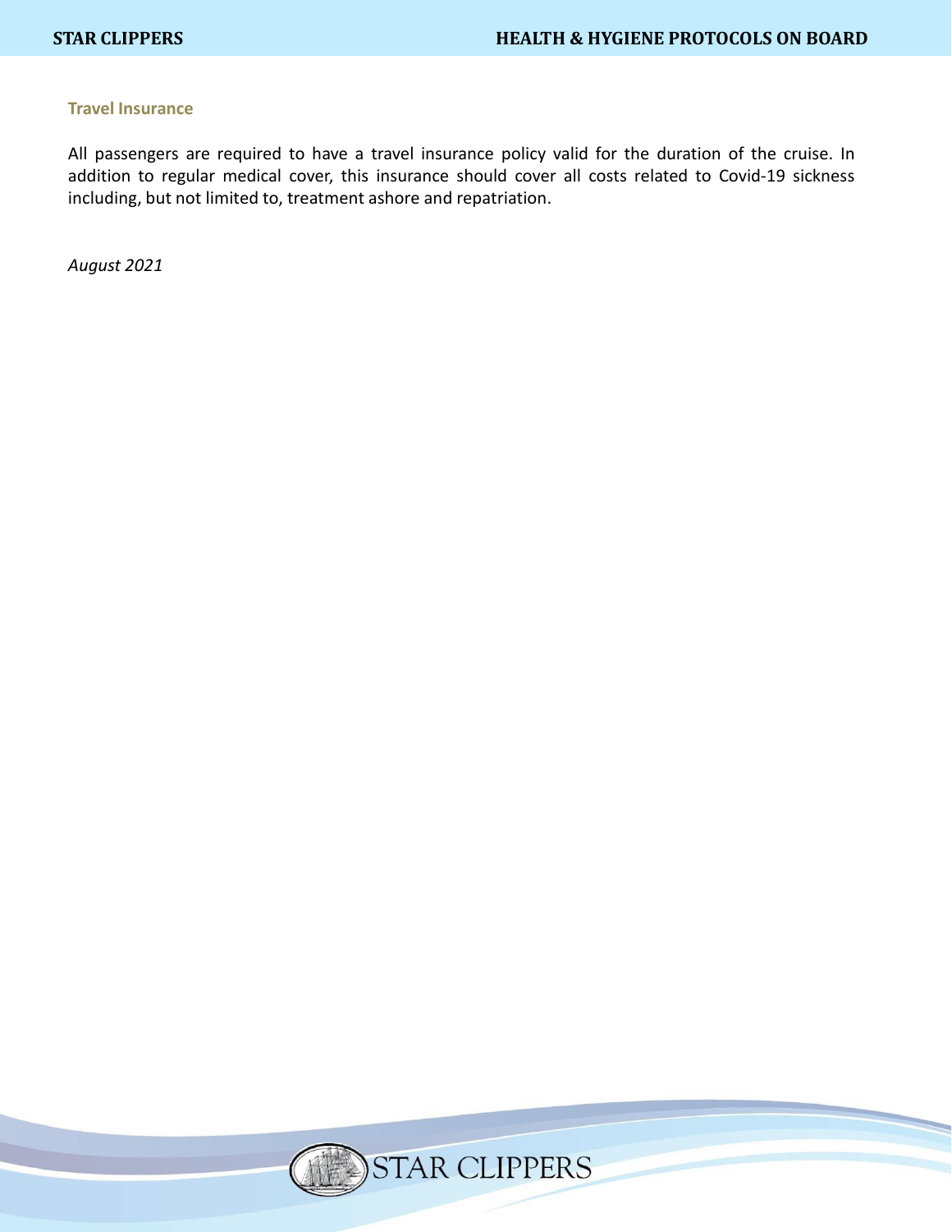### Travel Insurance

All passengers are required to have a travel insurance policy valid for the duration of the cruise. In addition to regular medical cover, this insurance should cover all costs related to Covid-19 sickness including, but not limited to, treatment ashore and repatriation.

*August 2021*